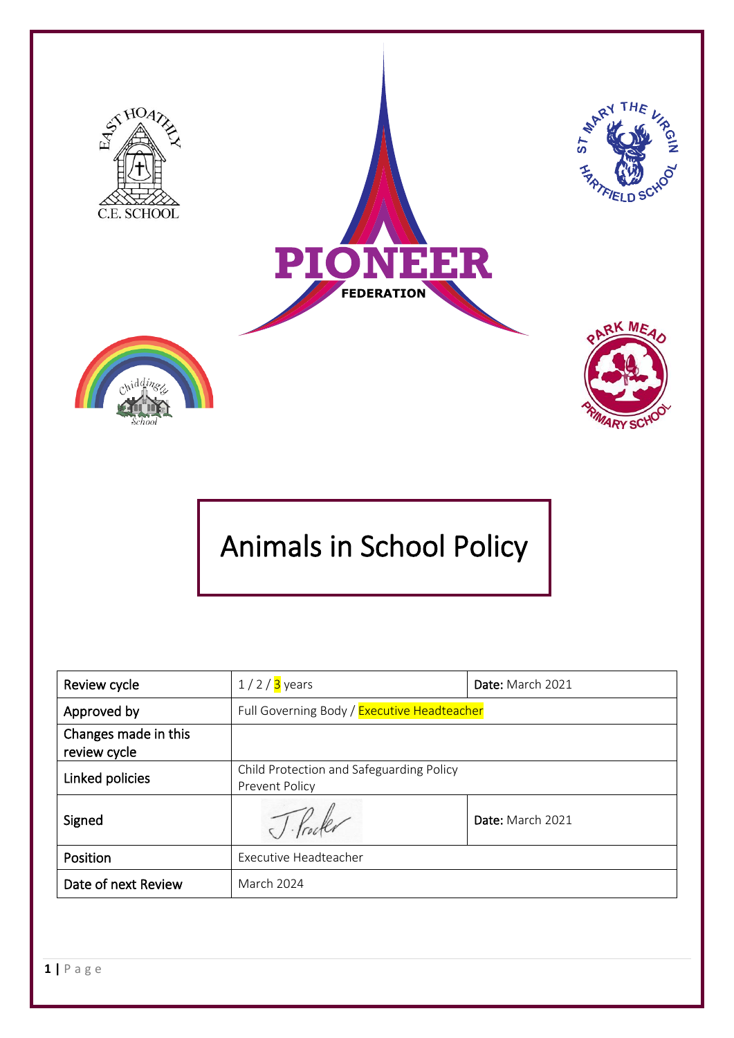# Animals in School Policy

| Review cycle | 1 / 2 / 3 years | **Date:** March 2021 |
|---|---|---|
| Approved by | Full Governing Body / Executive Headteacher | |
| Changes made in this review cycle | | |
| Linked policies | Child Protection and Safeguarding Policy<br>Prevent Policy | |
| Signed | J. Procter | **Date:** March 2021 |
| Position | Executive Headteacher | |
| Date of next Review | March 2024 | |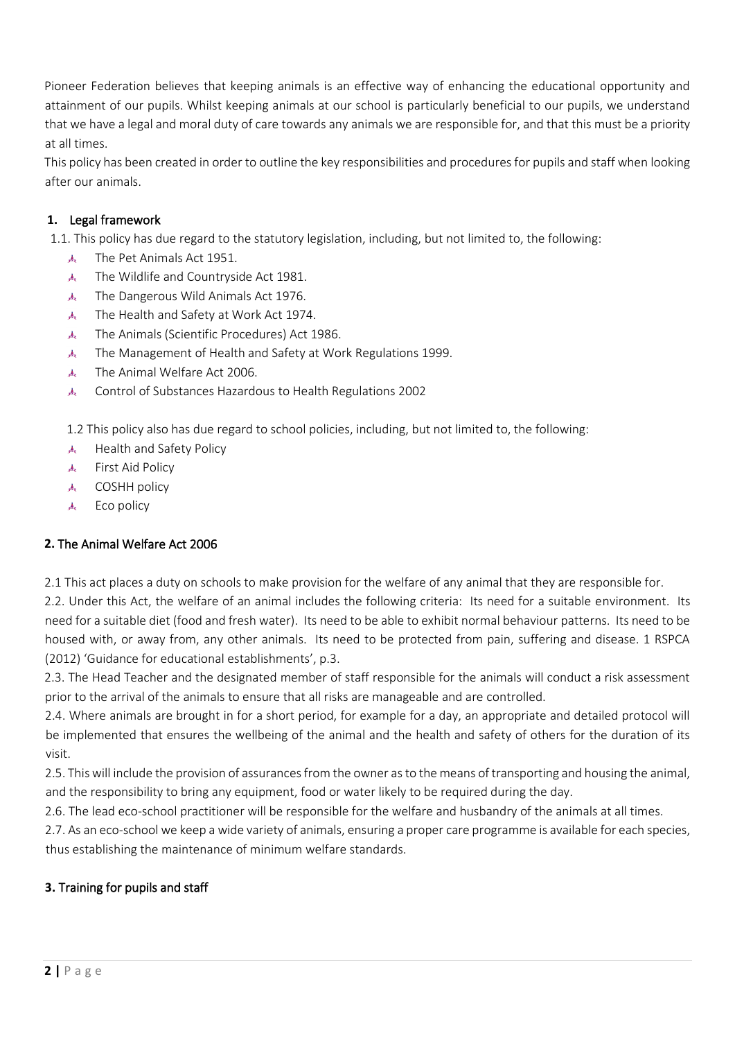Pioneer Federation believes that keeping animals is an effective way of enhancing the educational opportunity and attainment of our pupils. Whilst keeping animals at our school is particularly beneficial to our pupils, we understand that we have a legal and moral duty of care towards any animals we are responsible for, and that this must be a priority at all times.

This policy has been created in order to outline the key responsibilities and procedures for pupils and staff when looking after our animals.

## 1. Legal framework

1.1. This policy has due regard to the statutory legislation, including, but not limited to, the following:

- The Pet Animals Act 1951.
- The Wildlife and Countryside Act 1981.
- The Dangerous Wild Animals Act 1976.
- The Health and Safety at Work Act 1974.
- The Animals (Scientific Procedures) Act 1986.
- The Management of Health and Safety at Work Regulations 1999.
- The Animal Welfare Act 2006.
- Control of Substances Hazardous to Health Regulations 2002

1.2 This policy also has due regard to school policies, including, but not limited to, the following:

- Health and Safety Policy
- First Aid Policy
- COSHH policy
- Eco policy

## 2. The Animal Welfare Act 2006

2.1 This act places a duty on schools to make provision for the welfare of any animal that they are responsible for.

2.2. Under this Act, the welfare of an animal includes the following criteria: Its need for a suitable environment. Its need for a suitable diet (food and fresh water). Its need to be able to exhibit normal behaviour patterns. Its need to be housed with, or away from, any other animals. Its need to be protected from pain, suffering and disease. 1 RSPCA (2012) 'Guidance for educational establishments', p.3.

2.3. The Head Teacher and the designated member of staff responsible for the animals will conduct a risk assessment prior to the arrival of the animals to ensure that all risks are manageable and are controlled.

2.4. Where animals are brought in for a short period, for example for a day, an appropriate and detailed protocol will be implemented that ensures the wellbeing of the animal and the health and safety of others for the duration of its visit.

2.5. This will include the provision of assurances from the owner as to the means of transporting and housing the animal, and the responsibility to bring any equipment, food or water likely to be required during the day.

2.6. The lead eco-school practitioner will be responsible for the welfare and husbandry of the animals at all times.

2.7. As an eco-school we keep a wide variety of animals, ensuring a proper care programme is available for each species, thus establishing the maintenance of minimum welfare standards.

## 3. Training for pupils and staff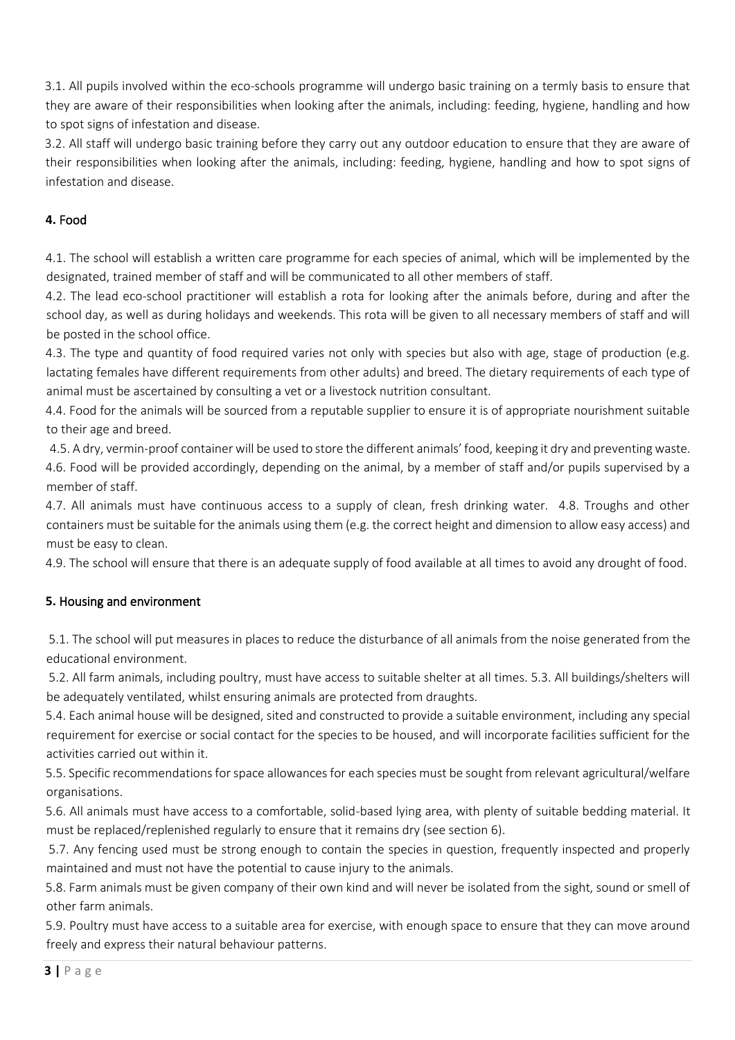3.1. All pupils involved within the eco-schools programme will undergo basic training on a termly basis to ensure that they are aware of their responsibilities when looking after the animals, including: feeding, hygiene, handling and how to spot signs of infestation and disease.

3.2. All staff will undergo basic training before they carry out any outdoor education to ensure that they are aware of their responsibilities when looking after the animals, including: feeding, hygiene, handling and how to spot signs of infestation and disease.

## 4. Food

4.1. The school will establish a written care programme for each species of animal, which will be implemented by the designated, trained member of staff and will be communicated to all other members of staff.

4.2. The lead eco-school practitioner will establish a rota for looking after the animals before, during and after the school day, as well as during holidays and weekends. This rota will be given to all necessary members of staff and will be posted in the school office.

4.3. The type and quantity of food required varies not only with species but also with age, stage of production (e.g. lactating females have different requirements from other adults) and breed. The dietary requirements of each type of animal must be ascertained by consulting a vet or a livestock nutrition consultant.

4.4. Food for the animals will be sourced from a reputable supplier to ensure it is of appropriate nourishment suitable to their age and breed.

4.5. A dry, vermin-proof container will be used to store the different animals' food, keeping it dry and preventing waste.

4.6. Food will be provided accordingly, depending on the animal, by a member of staff and/or pupils supervised by a member of staff.

4.7. All animals must have continuous access to a supply of clean, fresh drinking water.

4.8. Troughs and other containers must be suitable for the animals using them (e.g. the correct height and dimension to allow easy access) and must be easy to clean.

4.9. The school will ensure that there is an adequate supply of food available at all times to avoid any drought of food.

## 5. Housing and environment

5.1. The school will put measures in places to reduce the disturbance of all animals from the noise generated from the educational environment.

5.2. All farm animals, including poultry, must have access to suitable shelter at all times.

5.3. All buildings/shelters will be adequately ventilated, whilst ensuring animals are protected from draughts.

5.4. Each animal house will be designed, sited and constructed to provide a suitable environment, including any special requirement for exercise or social contact for the species to be housed, and will incorporate facilities sufficient for the activities carried out within it.

5.5. Specific recommendations for space allowances for each species must be sought from relevant agricultural/welfare organisations.

5.6. All animals must have access to a comfortable, solid-based lying area, with plenty of suitable bedding material. It must be replaced/replenished regularly to ensure that it remains dry (see section 6).

5.7. Any fencing used must be strong enough to contain the species in question, frequently inspected and properly maintained and must not have the potential to cause injury to the animals.

5.8. Farm animals must be given company of their own kind and will never be isolated from the sight, sound or smell of other farm animals.

5.9. Poultry must have access to a suitable area for exercise, with enough space to ensure that they can move around freely and express their natural behaviour patterns.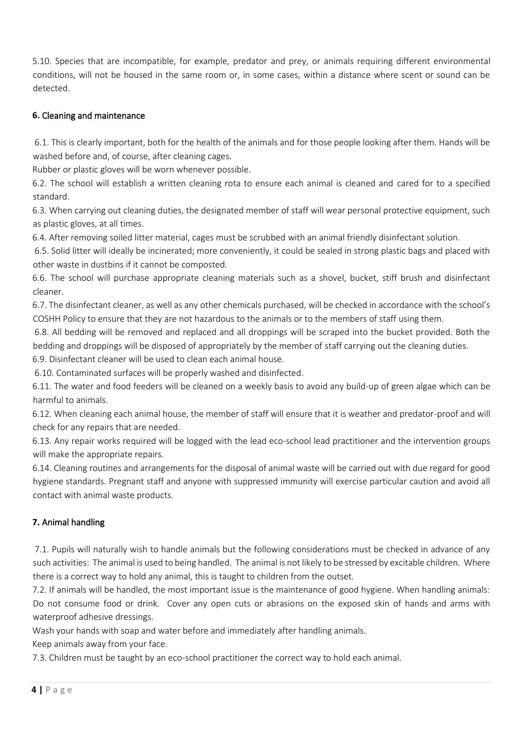5.10. Species that are incompatible, for example, predator and prey, or animals requiring different environmental conditions, will not be housed in the same room or, in some cases, within a distance where scent or sound can be detected.

## **6.** Cleaning and maintenance

6.1. This is clearly important, both for the health of the animals and for those people looking after them. Hands will be washed before and, of course, after cleaning cages.

Rubber or plastic gloves will be worn whenever possible.

6.2. The school will establish a written cleaning rota to ensure each animal is cleaned and cared for to a specified standard.

6.3. When carrying out cleaning duties, the designated member of staff will wear personal protective equipment, such as plastic gloves, at all times.

6.4. After removing soiled litter material, cages must be scrubbed with an animal friendly disinfectant solution.

6.5. Solid litter will ideally be incinerated; more conveniently, it could be sealed in strong plastic bags and placed with other waste in dustbins if it cannot be composted.

6.6. The school will purchase appropriate cleaning materials such as a shovel, bucket, stiff brush and disinfectant cleaner.

6.7. The disinfectant cleaner, as well as any other chemicals purchased, will be checked in accordance with the school's COSHH Policy to ensure that they are not hazardous to the animals or to the members of staff using them.

6.8. All bedding will be removed and replaced and all droppings will be scraped into the bucket provided. Both the bedding and droppings will be disposed of appropriately by the member of staff carrying out the cleaning duties.

6.9. Disinfectant cleaner will be used to clean each animal house.

6.10. Contaminated surfaces will be properly washed and disinfected.

6.11. The water and food feeders will be cleaned on a weekly basis to avoid any build-up of green algae which can be harmful to animals.

6.12. When cleaning each animal house, the member of staff will ensure that it is weather and predator-proof and will check for any repairs that are needed.

6.13. Any repair works required will be logged with the lead eco-school lead practitioner and the intervention groups will make the appropriate repairs.

6.14. Cleaning routines and arrangements for the disposal of animal waste will be carried out with due regard for good hygiene standards. Pregnant staff and anyone with suppressed immunity will exercise particular caution and avoid all contact with animal waste products.

## **7.** Animal handling

7.1. Pupils will naturally wish to handle animals but the following considerations must be checked in advance of any such activities: The animal is used to being handled. The animal is not likely to be stressed by excitable children. Where there is a correct way to hold any animal, this is taught to children from the outset.

7.2. If animals will be handled, the most important issue is the maintenance of good hygiene. When handling animals: Do not consume food or drink. Cover any open cuts or abrasions on the exposed skin of hands and arms with waterproof adhesive dressings.

Wash your hands with soap and water before and immediately after handling animals.

Keep animals away from your face.

7.3. Children must be taught by an eco-school practitioner the correct way to hold each animal.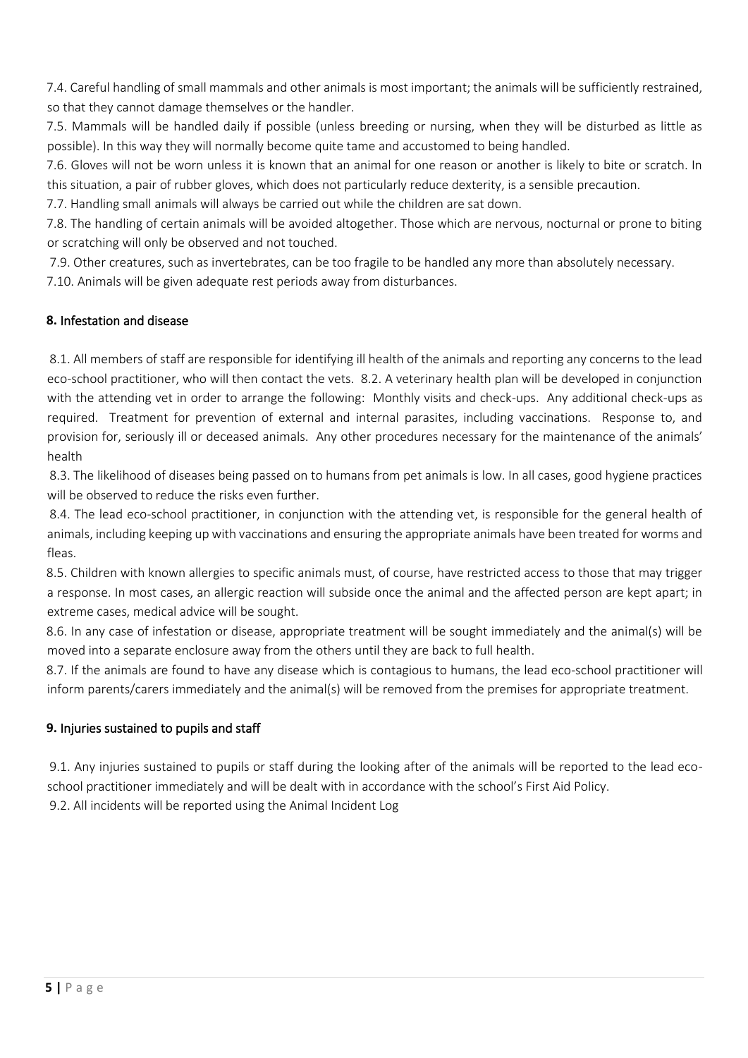7.4. Careful handling of small mammals and other animals is most important; the animals will be sufficiently restrained, so that they cannot damage themselves or the handler.

7.5. Mammals will be handled daily if possible (unless breeding or nursing, when they will be disturbed as little as possible). In this way they will normally become quite tame and accustomed to being handled.

7.6. Gloves will not be worn unless it is known that an animal for one reason or another is likely to bite or scratch. In this situation, a pair of rubber gloves, which does not particularly reduce dexterity, is a sensible precaution.

7.7. Handling small animals will always be carried out while the children are sat down.

7.8. The handling of certain animals will be avoided altogether. Those which are nervous, nocturnal or prone to biting or scratching will only be observed and not touched.

7.9. Other creatures, such as invertebrates, can be too fragile to be handled any more than absolutely necessary.

7.10. Animals will be given adequate rest periods away from disturbances.

## 8. Infestation and disease

8.1. All members of staff are responsible for identifying ill health of the animals and reporting any concerns to the lead eco-school practitioner, who will then contact the vets. 8.2. A veterinary health plan will be developed in conjunction with the attending vet in order to arrange the following: Monthly visits and check-ups. Any additional check-ups as required. Treatment for prevention of external and internal parasites, including vaccinations. Response to, and provision for, seriously ill or deceased animals. Any other procedures necessary for the maintenance of the animals' health

8.3. The likelihood of diseases being passed on to humans from pet animals is low. In all cases, good hygiene practices will be observed to reduce the risks even further.

8.4. The lead eco-school practitioner, in conjunction with the attending vet, is responsible for the general health of animals, including keeping up with vaccinations and ensuring the appropriate animals have been treated for worms and fleas.

8.5. Children with known allergies to specific animals must, of course, have restricted access to those that may trigger a response. In most cases, an allergic reaction will subside once the animal and the affected person are kept apart; in extreme cases, medical advice will be sought.

8.6. In any case of infestation or disease, appropriate treatment will be sought immediately and the animal(s) will be moved into a separate enclosure away from the others until they are back to full health.

8.7. If the animals are found to have any disease which is contagious to humans, the lead eco-school practitioner will inform parents/carers immediately and the animal(s) will be removed from the premises for appropriate treatment.

## 9. Injuries sustained to pupils and staff

9.1. Any injuries sustained to pupils or staff during the looking after of the animals will be reported to the lead eco-school practitioner immediately and will be dealt with in accordance with the school's First Aid Policy.

9.2. All incidents will be reported using the Animal Incident Log